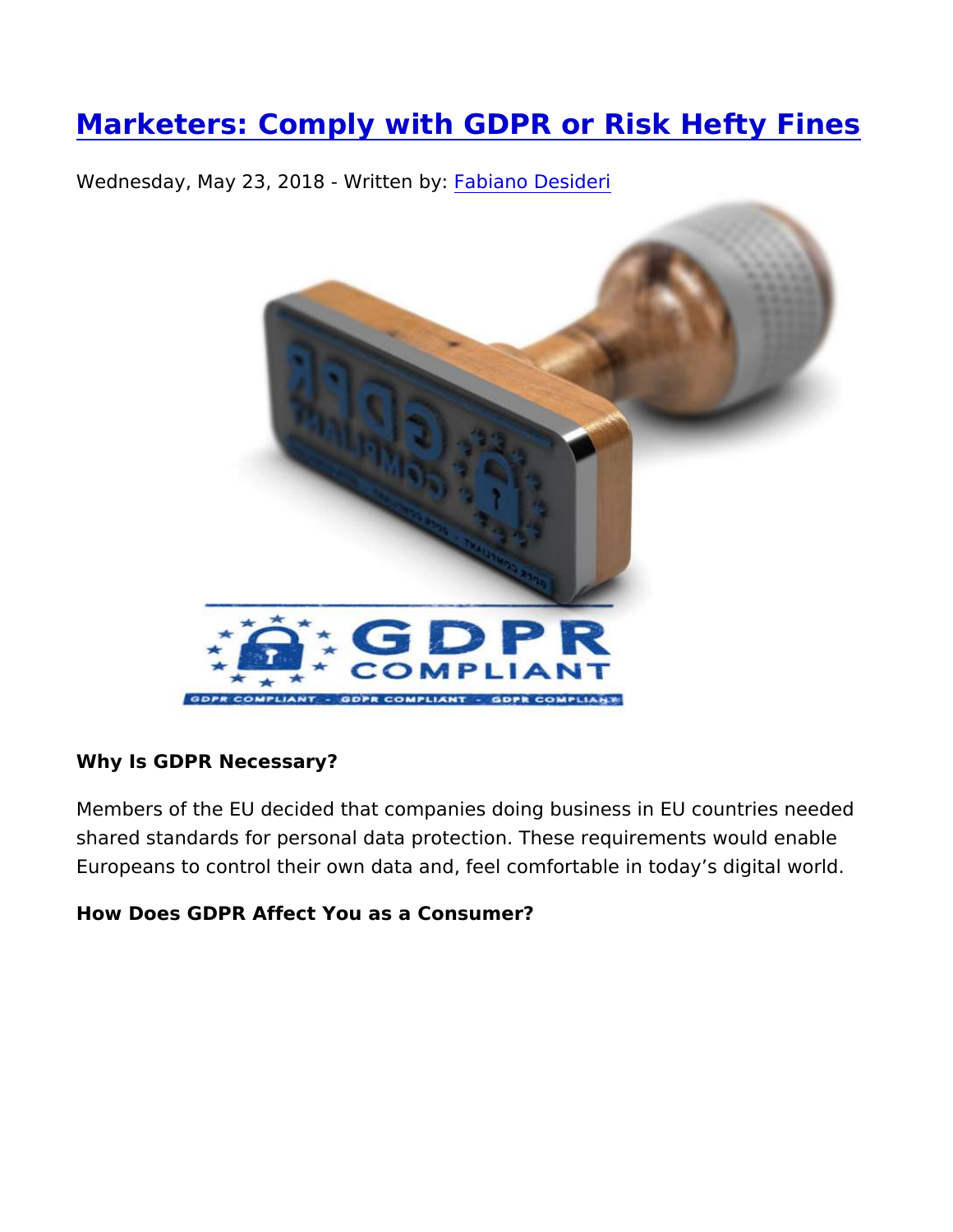# Marketers: Comply with GDPR or Risk Hefty Fines

Wednesday, May 23, 2018 - Written by: Fabiano Desideri

**Why Is GDPR Necessary?**

Members of the EU decided that companies doing business in EU countries needed shared standards for personal data protection. These requirements would enable Europeans to control their own data and, feel comfortable in today's digital world.

**How Does GDPR Affect You as a Consumer?**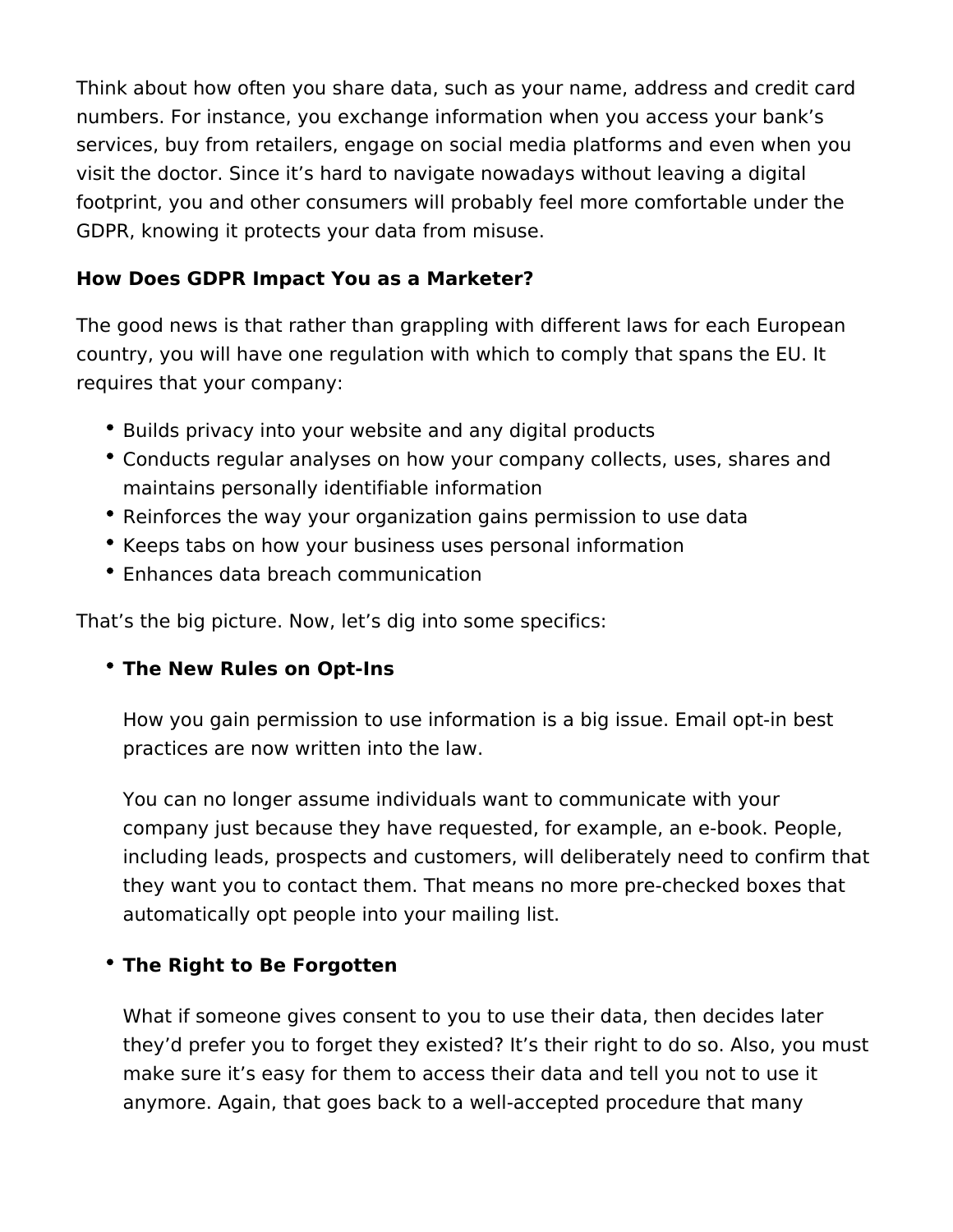Think about how often you share data, such as your name, address and credit card numbers. For instance, you exchange information when you access your bank's services, buy from retailers, engage on social media platforms and even when you visit the doctor. Since it's hard to navigate nowadays without leaving a digital footprint, you and other consumers will probably feel more comfortable under the GDPR, knowing it protects your data from misuse.

**How Does GDPR Impact You as a Marketer?**

The good news is that rather than grappling with different laws for each European country, you will have one regulation with which to comply that spans the EU. It requires that your company:

- Builds privacy into your website and any digital products
- Conducts regular analyses on how your company collects, uses, shares and maintains personally identifiable information
- Reinforces the way your organization gains permission to use data
- Keeps tabs on how your business uses personal information
- Enhances data breach communication

That's the big picture. Now, let's dig into some specifics:

- **The New Rules on Opt-Ins**

  How you gain permission to use information is a big issue. Email opt-in best practices are now written into the law.

  You can no longer assume individuals want to communicate with your company just because they have requested, for example, an e-book. People, including leads, prospects and customers, will deliberately need to confirm that they want you to contact them. That means no more pre-checked boxes that automatically opt people into your mailing list.

- **The Right to Be Forgotten**

  What if someone gives consent to you to use their data, then decides later they'd prefer you to forget they existed? It's their right to do so. Also, you must make sure it's easy for them to access their data and tell you not to use it anymore. Again, that goes back to a well-accepted procedure that many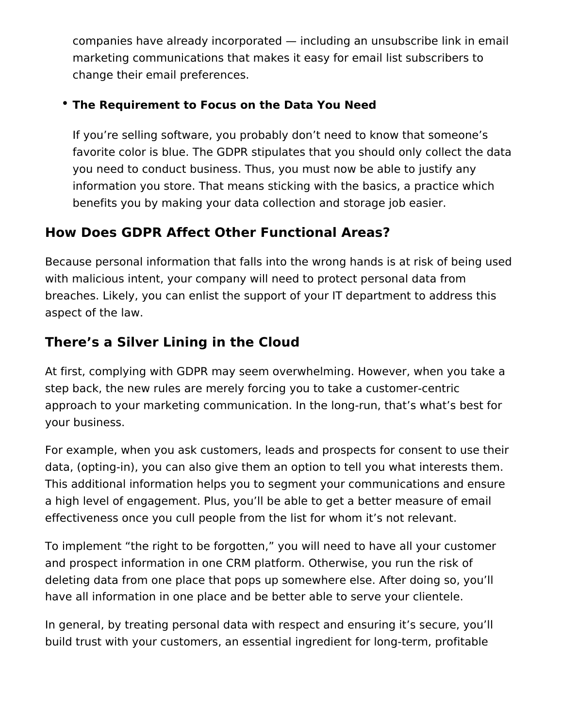companies have already incorporated — including an unsubscribe link in email marketing communications that makes it easy for email list subscribers to change their email preferences.

- **The Requirement to Focus on the Data You Need**

  If you're selling software, you probably don't need to know that someone's favorite color is blue. The GDPR stipulates that you should only collect the data you need to conduct business. Thus, you must now be able to justify any information you store. That means sticking with the basics, a practice which benefits you by making your data collection and storage job easier.

## How Does GDPR Affect Other Functional Areas?

Because personal information that falls into the wrong hands is at risk of being used with malicious intent, your company will need to protect personal data from breaches. Likely, you can enlist the support of your IT department to address this aspect of the law.

## There's a Silver Lining in the Cloud

At first, complying with GDPR may seem overwhelming. However, when you take a step back, the new rules are merely forcing you to take a customer-centric approach to your marketing communication. In the long-run, that's what's best for your business.

For example, when you ask customers, leads and prospects for consent to use their data, (opting-in), you can also give them an option to tell you what interests them. This additional information helps you to segment your communications and ensure a high level of engagement. Plus, you'll be able to get a better measure of email effectiveness once you cull people from the list for whom it's not relevant.

To implement "the right to be forgotten," you will need to have all your customer and prospect information in one CRM platform. Otherwise, you run the risk of deleting data from one place that pops up somewhere else. After doing so, you'll have all information in one place and be better able to serve your clientele.

In general, by treating personal data with respect and ensuring it's secure, you'll build trust with your customers, an essential ingredient for long-term, profitable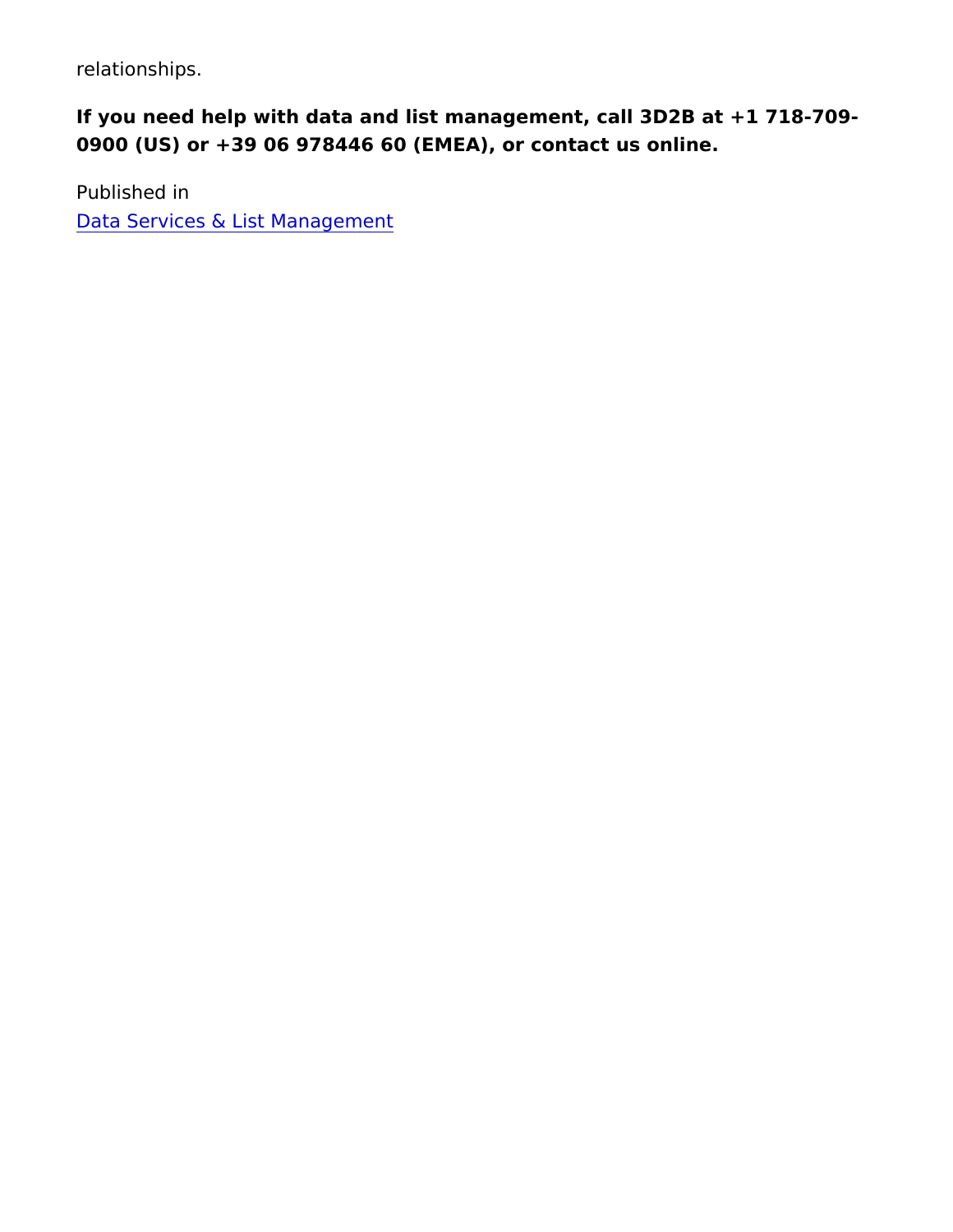relationships.

**If you need help with data and list management, call 3D2B at +1 718-709-0900 (US) or +39 06 978446 60 (EMEA), or contact us online.**

Published in
Data Services & List Management